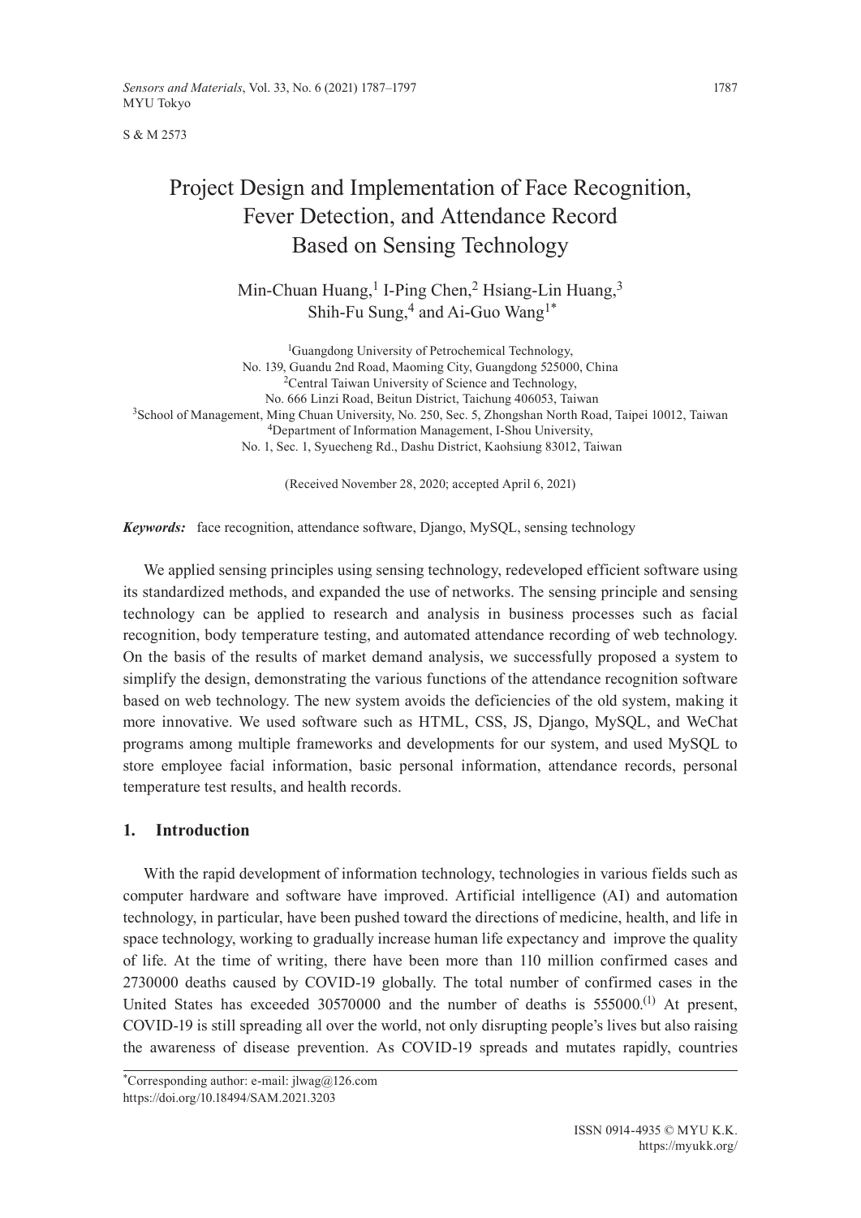S & M 2573

# Project Design and Implementation of Face Recognition, Fever Detection, and Attendance Record Based on Sensing Technology

Min-Chuan Huang,[1] I-Ping Chen,[2] Hsiang-Lin Huang,[3] Shih-Fu Sung,[4] and Ai-Guo Wang[1*]

[1]Guangdong University of Petrochemical Technology, No. 139, Guandu 2nd Road, Maoming City, Guangdong 525000, China
[2]Central Taiwan University of Science and Technology, No. 666 Linzi Road, Beitun District, Taichung 406053, Taiwan
[3]School of Management, Ming Chuan University, No. 250, Sec. 5, Zhongshan North Road, Taipei 10012, Taiwan
[4]Department of Information Management, I-Shou University, No. 1, Sec. 1, Syuecheng Rd., Dashu District, Kaohsiung 83012, Taiwan

(Received November 28, 2020; accepted April 6, 2021)

***Keywords:*** face recognition, attendance software, Django, MySQL, sensing technology

We applied sensing principles using sensing technology, redeveloped efficient software using its standardized methods, and expanded the use of networks. The sensing principle and sensing technology can be applied to research and analysis in business processes such as facial recognition, body temperature testing, and automated attendance recording of web technology. On the basis of the results of market demand analysis, we successfully proposed a system to simplify the design, demonstrating the various functions of the attendance recognition software based on web technology. The new system avoids the deficiencies of the old system, making it more innovative. We used software such as HTML, CSS, JS, Django, MySQL, and WeChat programs among multiple frameworks and developments for our system, and used MySQL to store employee facial information, basic personal information, attendance records, personal temperature test results, and health records.

## 1. Introduction

With the rapid development of information technology, technologies in various fields such as computer hardware and software have improved. Artificial intelligence (AI) and automation technology, in particular, have been pushed toward the directions of medicine, health, and life in space technology, working to gradually increase human life expectancy and improve the quality of life. At the time of writing, there have been more than 110 million confirmed cases and 2730000 deaths caused by COVID-19 globally. The total number of confirmed cases in the United States has exceeded 30570000 and the number of deaths is 555000.[1] At present, COVID-19 is still spreading all over the world, not only disrupting people's lives but also raising the awareness of disease prevention. As COVID-19 spreads and mutates rapidly, countries

*Corresponding author: e-mail: jlwag@126.com
https://doi.org/10.18494/SAM.2021.3203

ISSN 0914-4935 © MYU K.K.
https://myukk.org/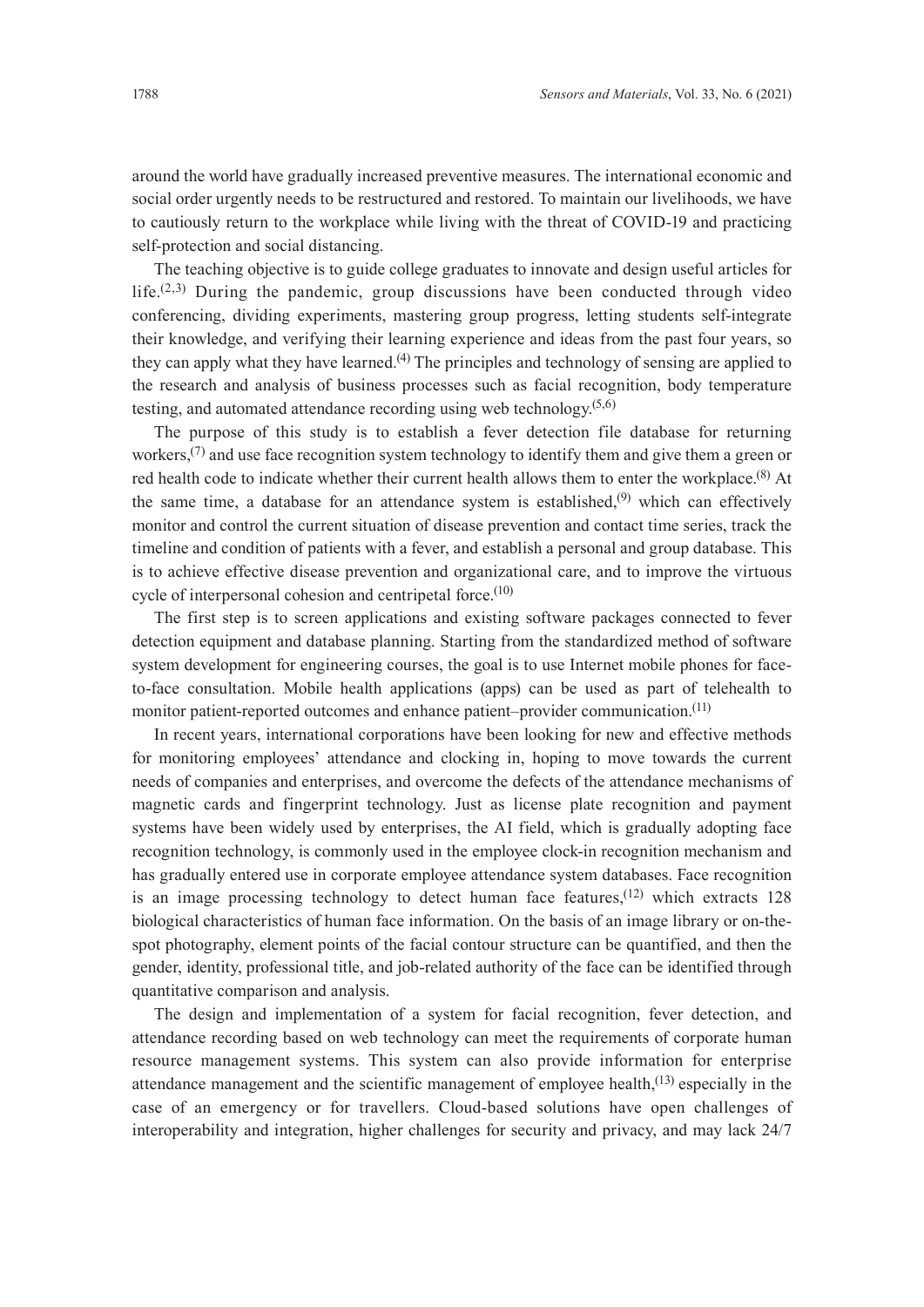around the world have gradually increased preventive measures. The international economic and social order urgently needs to be restructured and restored. To maintain our livelihoods, we have to cautiously return to the workplace while living with the threat of COVID-19 and practicing self-protection and social distancing.

The teaching objective is to guide college graduates to innovate and design useful articles for life.[2,3] During the pandemic, group discussions have been conducted through video conferencing, dividing experiments, mastering group progress, letting students self-integrate their knowledge, and verifying their learning experience and ideas from the past four years, so they can apply what they have learned.[4] The principles and technology of sensing are applied to the research and analysis of business processes such as facial recognition, body temperature testing, and automated attendance recording using web technology.[5,6]

The purpose of this study is to establish a fever detection file database for returning workers,[7] and use face recognition system technology to identify them and give them a green or red health code to indicate whether their current health allows them to enter the workplace.[8] At the same time, a database for an attendance system is established,[9] which can effectively monitor and control the current situation of disease prevention and contact time series, track the timeline and condition of patients with a fever, and establish a personal and group database. This is to achieve effective disease prevention and organizational care, and to improve the virtuous cycle of interpersonal cohesion and centripetal force.[10]

The first step is to screen applications and existing software packages connected to fever detection equipment and database planning. Starting from the standardized method of software system development for engineering courses, the goal is to use Internet mobile phones for face-to-face consultation. Mobile health applications (apps) can be used as part of telehealth to monitor patient-reported outcomes and enhance patient–provider communication.[11]

In recent years, international corporations have been looking for new and effective methods for monitoring employees' attendance and clocking in, hoping to move towards the current needs of companies and enterprises, and overcome the defects of the attendance mechanisms of magnetic cards and fingerprint technology. Just as license plate recognition and payment systems have been widely used by enterprises, the AI field, which is gradually adopting face recognition technology, is commonly used in the employee clock-in recognition mechanism and has gradually entered use in corporate employee attendance system databases. Face recognition is an image processing technology to detect human face features,[12] which extracts 128 biological characteristics of human face information. On the basis of an image library or on-the-spot photography, element points of the facial contour structure can be quantified, and then the gender, identity, professional title, and job-related authority of the face can be identified through quantitative comparison and analysis.

The design and implementation of a system for facial recognition, fever detection, and attendance recording based on web technology can meet the requirements of corporate human resource management systems. This system can also provide information for enterprise attendance management and the scientific management of employee health,[13] especially in the case of an emergency or for travellers. Cloud-based solutions have open challenges of interoperability and integration, higher challenges for security and privacy, and may lack 24/7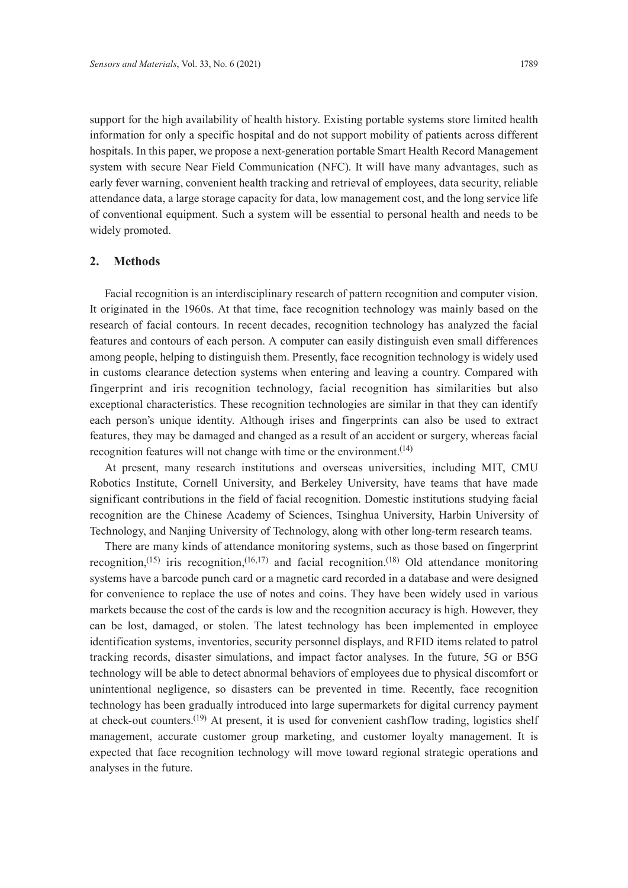support for the high availability of health history. Existing portable systems store limited health information for only a specific hospital and do not support mobility of patients across different hospitals. In this paper, we propose a next-generation portable Smart Health Record Management system with secure Near Field Communication (NFC). It will have many advantages, such as early fever warning, convenient health tracking and retrieval of employees, data security, reliable attendance data, a large storage capacity for data, low management cost, and the long service life of conventional equipment. Such a system will be essential to personal health and needs to be widely promoted.

## 2. Methods

Facial recognition is an interdisciplinary research of pattern recognition and computer vision. It originated in the 1960s. At that time, face recognition technology was mainly based on the research of facial contours. In recent decades, recognition technology has analyzed the facial features and contours of each person. A computer can easily distinguish even small differences among people, helping to distinguish them. Presently, face recognition technology is widely used in customs clearance detection systems when entering and leaving a country. Compared with fingerprint and iris recognition technology, facial recognition has similarities but also exceptional characteristics. These recognition technologies are similar in that they can identify each person's unique identity. Although irises and fingerprints can also be used to extract features, they may be damaged and changed as a result of an accident or surgery, whereas facial recognition features will not change with time or the environment.[14]

At present, many research institutions and overseas universities, including MIT, CMU Robotics Institute, Cornell University, and Berkeley University, have teams that have made significant contributions in the field of facial recognition. Domestic institutions studying facial recognition are the Chinese Academy of Sciences, Tsinghua University, Harbin University of Technology, and Nanjing University of Technology, along with other long-term research teams.

There are many kinds of attendance monitoring systems, such as those based on fingerprint recognition,[15] iris recognition,[16,17] and facial recognition.[18] Old attendance monitoring systems have a barcode punch card or a magnetic card recorded in a database and were designed for convenience to replace the use of notes and coins. They have been widely used in various markets because the cost of the cards is low and the recognition accuracy is high. However, they can be lost, damaged, or stolen. The latest technology has been implemented in employee identification systems, inventories, security personnel displays, and RFID items related to patrol tracking records, disaster simulations, and impact factor analyses. In the future, 5G or B5G technology will be able to detect abnormal behaviors of employees due to physical discomfort or unintentional negligence, so disasters can be prevented in time. Recently, face recognition technology has been gradually introduced into large supermarkets for digital currency payment at check-out counters.[19] At present, it is used for convenient cashflow trading, logistics shelf management, accurate customer group marketing, and customer loyalty management. It is expected that face recognition technology will move toward regional strategic operations and analyses in the future.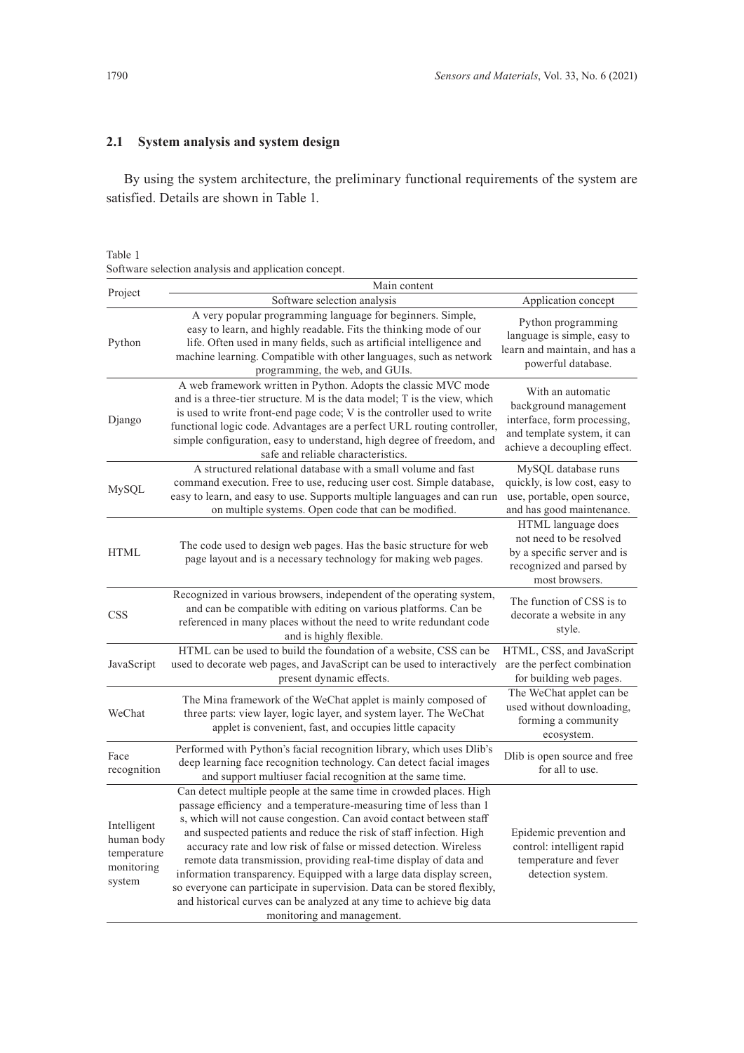### 2.1 System analysis and system design

By using the system architecture, the preliminary functional requirements of the system are satisfied. Details are shown in Table 1.

Table 1
Software selection analysis and application concept.

| Project | Main content | |
|---|---|---|
| | Software selection analysis | Application concept |
| Python | A very popular programming language for beginners. Simple, easy to learn, and highly readable. Fits the thinking mode of our life. Often used in many fields, such as artificial intelligence and machine learning. Compatible with other languages, such as network programming, the web, and GUIs. | Python programming language is simple, easy to learn and maintain, and has a powerful database. |
| Django | A web framework written in Python. Adopts the classic MVC mode and is a three-tier structure. M is the data model; T is the view, which is used to write front-end page code; V is the controller used to write functional logic code. Advantages are a perfect URL routing controller, simple configuration, easy to understand, high degree of freedom, and safe and reliable characteristics. | With an automatic background management interface, form processing, and template system, it can achieve a decoupling effect. |
| MySQL | A structured relational database with a small volume and fast command execution. Free to use, reducing user cost. Simple database, easy to learn, and easy to use. Supports multiple languages and can run on multiple systems. Open code that can be modified. | MySQL database runs quickly, is low cost, easy to use, portable, open source, and has good maintenance. |
| HTML | The code used to design web pages. Has the basic structure for web page layout and is a necessary technology for making web pages. | HTML language does not need to be resolved by a specific server and is recognized and parsed by most browsers. |
| CSS | Recognized in various browsers, independent of the operating system, and can be compatible with editing on various platforms. Can be referenced in many places without the need to write redundant code and is highly flexible. | The function of CSS is to decorate a website in any style. |
| JavaScript | HTML can be used to build the foundation of a website, CSS can be used to decorate web pages, and JavaScript can be used to interactively present dynamic effects. | HTML, CSS, and JavaScript are the perfect combination for building web pages. |
| WeChat | The Mina framework of the WeChat applet is mainly composed of three parts: view layer, logic layer, and system layer. The WeChat applet is convenient, fast, and occupies little capacity | The WeChat applet can be used without downloading, forming a community ecosystem. |
| Face recognition | Performed with Python's facial recognition library, which uses Dlib's deep learning face recognition technology. Can detect facial images and support multiuser facial recognition at the same time. | Dlib is open source and free for all to use. |
| Intelligent human body temperature monitoring system | Can detect multiple people at the same time in crowded places. High passage efficiency and a temperature-measuring time of less than 1 s, which will not cause congestion. Can avoid contact between staff and suspected patients and reduce the risk of staff infection. High accuracy rate and low risk of false or missed detection. Wireless remote data transmission, providing real-time display of data and information transparency. Equipped with a large data display screen, so everyone can participate in supervision. Data can be stored flexibly, and historical curves can be analyzed at any time to achieve big data monitoring and management. | Epidemic prevention and control: intelligent rapid temperature and fever detection system. |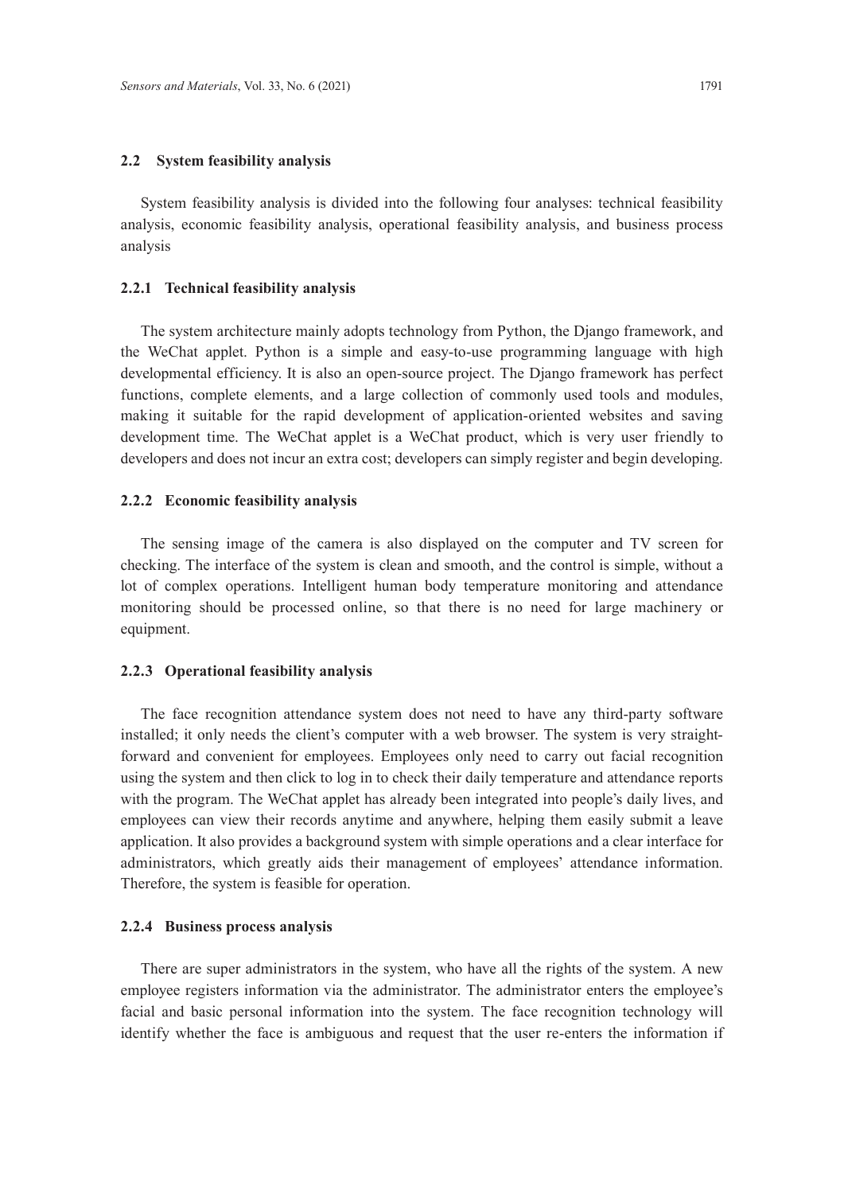### 2.2 System feasibility analysis

System feasibility analysis is divided into the following four analyses: technical feasibility analysis, economic feasibility analysis, operational feasibility analysis, and business process analysis

#### 2.2.1 Technical feasibility analysis

The system architecture mainly adopts technology from Python, the Django framework, and the WeChat applet. Python is a simple and easy-to-use programming language with high developmental efficiency. It is also an open-source project. The Django framework has perfect functions, complete elements, and a large collection of commonly used tools and modules, making it suitable for the rapid development of application-oriented websites and saving development time. The WeChat applet is a WeChat product, which is very user friendly to developers and does not incur an extra cost; developers can simply register and begin developing.

#### 2.2.2 Economic feasibility analysis

The sensing image of the camera is also displayed on the computer and TV screen for checking. The interface of the system is clean and smooth, and the control is simple, without a lot of complex operations. Intelligent human body temperature monitoring and attendance monitoring should be processed online, so that there is no need for large machinery or equipment.

#### 2.2.3 Operational feasibility analysis

The face recognition attendance system does not need to have any third-party software installed; it only needs the client's computer with a web browser. The system is very straight-forward and convenient for employees. Employees only need to carry out facial recognition using the system and then click to log in to check their daily temperature and attendance reports with the program. The WeChat applet has already been integrated into people's daily lives, and employees can view their records anytime and anywhere, helping them easily submit a leave application. It also provides a background system with simple operations and a clear interface for administrators, which greatly aids their management of employees' attendance information. Therefore, the system is feasible for operation.

#### 2.2.4 Business process analysis

There are super administrators in the system, who have all the rights of the system. A new employee registers information via the administrator. The administrator enters the employee's facial and basic personal information into the system. The face recognition technology will identify whether the face is ambiguous and request that the user re-enters the information if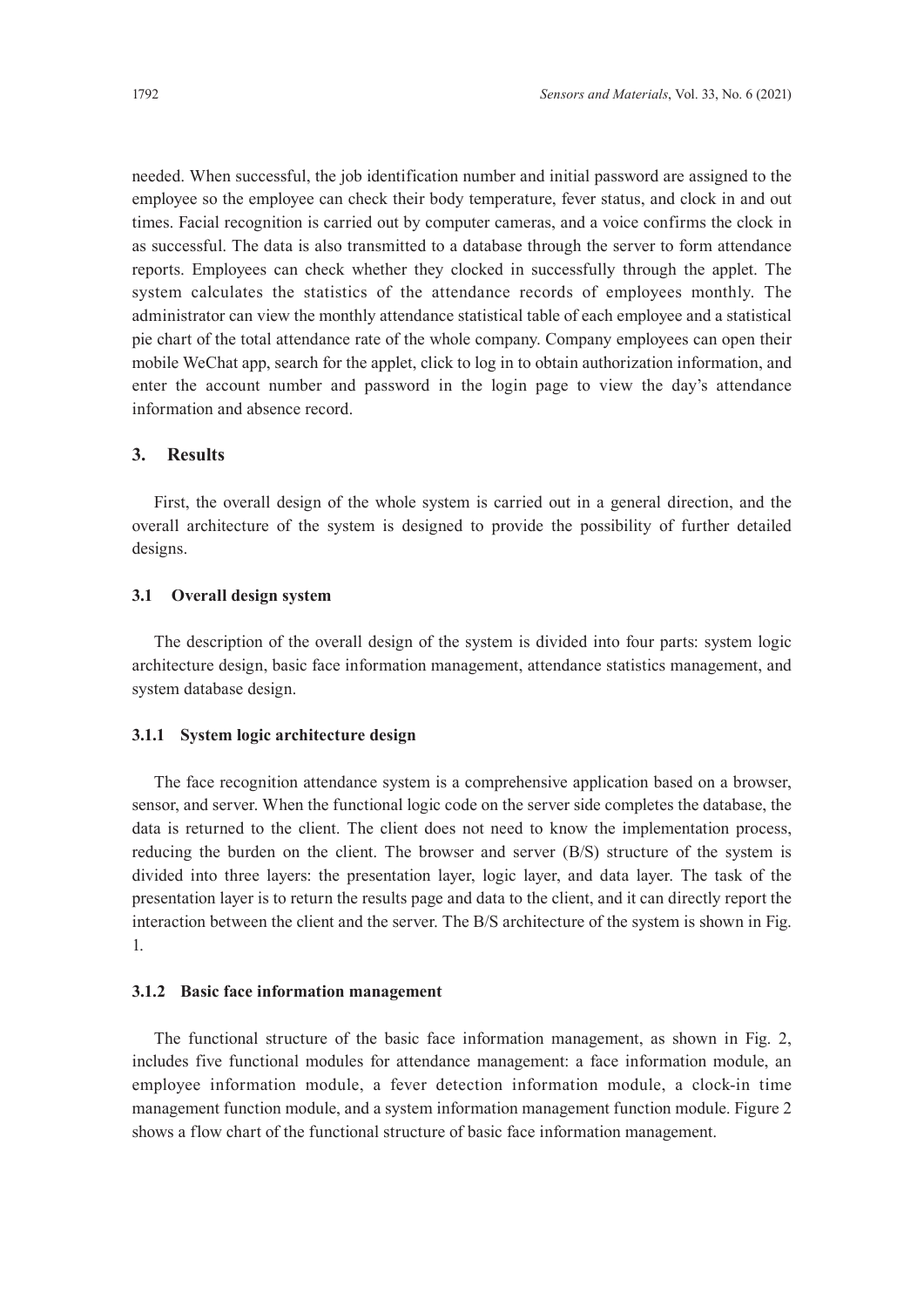needed. When successful, the job identification number and initial password are assigned to the employee so the employee can check their body temperature, fever status, and clock in and out times. Facial recognition is carried out by computer cameras, and a voice confirms the clock in as successful. The data is also transmitted to a database through the server to form attendance reports. Employees can check whether they clocked in successfully through the applet. The system calculates the statistics of the attendance records of employees monthly. The administrator can view the monthly attendance statistical table of each employee and a statistical pie chart of the total attendance rate of the whole company. Company employees can open their mobile WeChat app, search for the applet, click to log in to obtain authorization information, and enter the account number and password in the login page to view the day's attendance information and absence record.

## 3. Results

First, the overall design of the whole system is carried out in a general direction, and the overall architecture of the system is designed to provide the possibility of further detailed designs.

### 3.1 Overall design system

The description of the overall design of the system is divided into four parts: system logic architecture design, basic face information management, attendance statistics management, and system database design.

#### 3.1.1 System logic architecture design

The face recognition attendance system is a comprehensive application based on a browser, sensor, and server. When the functional logic code on the server side completes the database, the data is returned to the client. The client does not need to know the implementation process, reducing the burden on the client. The browser and server (B/S) structure of the system is divided into three layers: the presentation layer, logic layer, and data layer. The task of the presentation layer is to return the results page and data to the client, and it can directly report the interaction between the client and the server. The B/S architecture of the system is shown in Fig. 1.

#### 3.1.2 Basic face information management

The functional structure of the basic face information management, as shown in Fig. 2, includes five functional modules for attendance management: a face information module, an employee information module, a fever detection information module, a clock-in time management function module, and a system information management function module. Figure 2 shows a flow chart of the functional structure of basic face information management.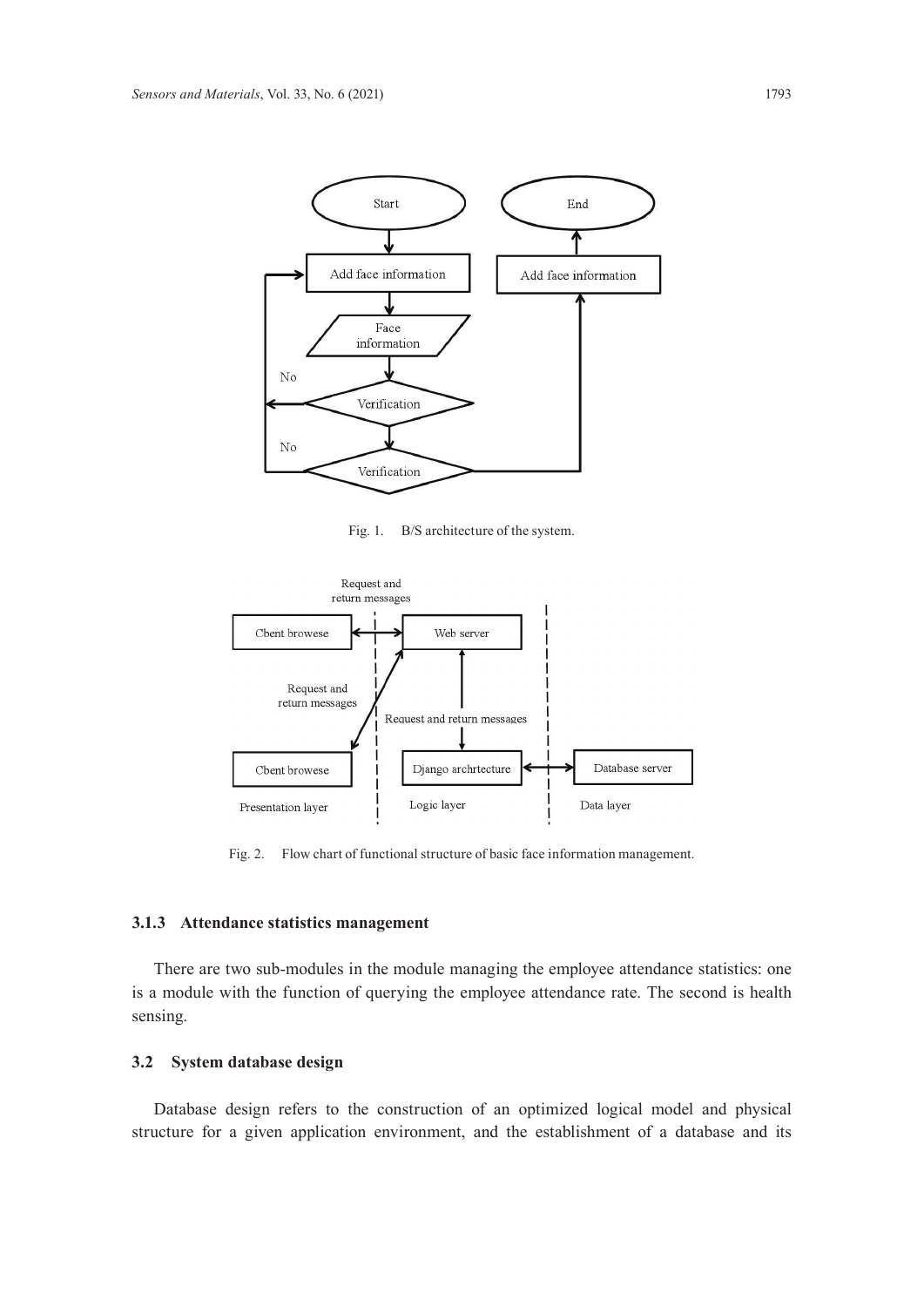Fig. 1. B/S architecture of the system.

Fig. 2. Flow chart of functional structure of basic face information management.

### 3.1.3 Attendance statistics management

There are two sub-modules in the module managing the employee attendance statistics: one is a module with the function of querying the employee attendance rate. The second is health sensing.

## 3.2 System database design

Database design refers to the construction of an optimized logical model and physical structure for a given application environment, and the establishment of a database and its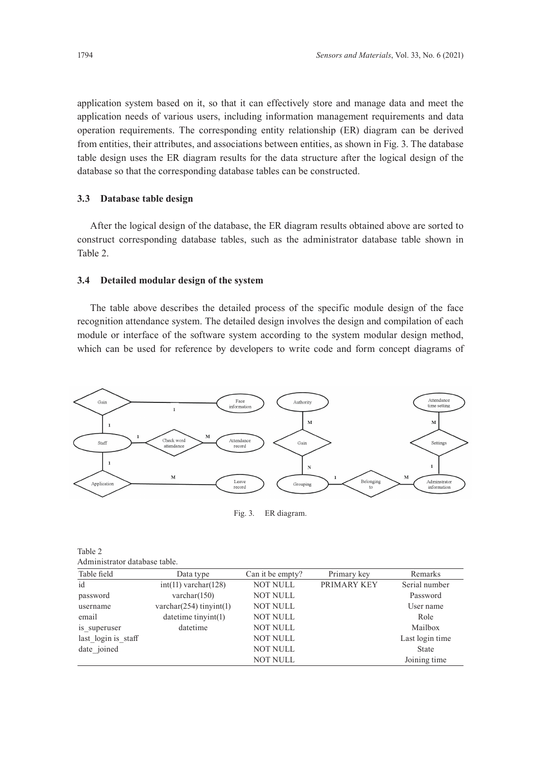application system based on it, so that it can effectively store and manage data and meet the application needs of various users, including information management requirements and data operation requirements. The corresponding entity relationship (ER) diagram can be derived from entities, their attributes, and associations between entities, as shown in Fig. 3. The database table design uses the ER diagram results for the data structure after the logical design of the database so that the corresponding database tables can be constructed.

### 3.3 Database table design

After the logical design of the database, the ER diagram results obtained above are sorted to construct corresponding database tables, such as the administrator database table shown in Table 2.

### 3.4 Detailed modular design of the system

The table above describes the detailed process of the specific module design of the face recognition attendance system. The detailed design involves the design and compilation of each module or interface of the software system according to the system modular design method, which can be used for reference by developers to write code and form concept diagrams of

Fig. 3. ER diagram.

Table 2
Administrator database table.

| Table field | Data type | Can it be empty? | Primary key | Remarks |
|---|---|---|---|---|
| id | int(11) varchar(128) | NOT NULL | PRIMARY KEY | Serial number |
| password | varchar(150) | NOT NULL | | Password |
| username | varchar(254) tinyint(1) | NOT NULL | | User name |
| email | datetime tinyint(1) | NOT NULL | | Role |
| is_superuser | datetime | NOT NULL | | Mailbox |
| last_login is_staff | | NOT NULL | | Last login time |
| date_joined | | NOT NULL | | State |
| | | NOT NULL | | Joining time |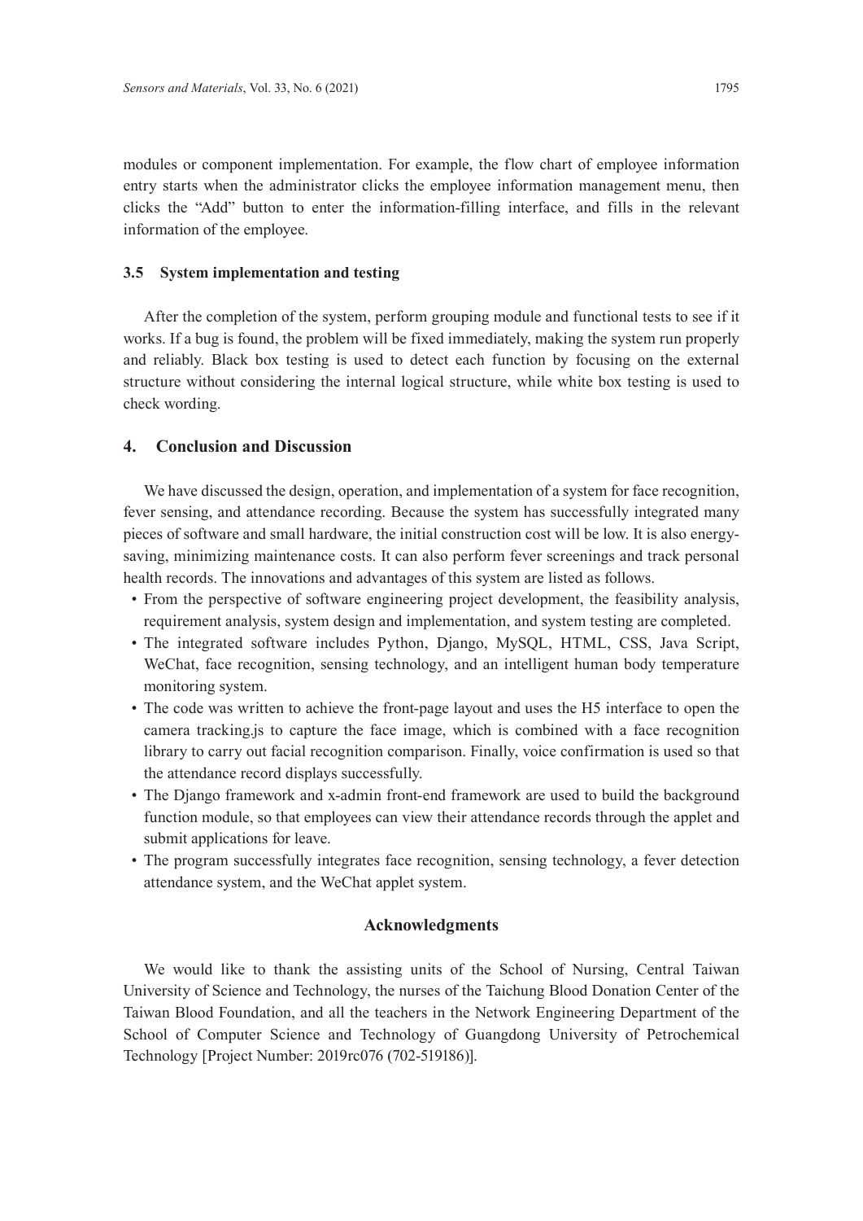modules or component implementation. For example, the flow chart of employee information entry starts when the administrator clicks the employee information management menu, then clicks the "Add" button to enter the information-filling interface, and fills in the relevant information of the employee.

### 3.5 System implementation and testing

After the completion of the system, perform grouping module and functional tests to see if it works. If a bug is found, the problem will be fixed immediately, making the system run properly and reliably. Black box testing is used to detect each function by focusing on the external structure without considering the internal logical structure, while white box testing is used to check wording.

## 4. Conclusion and Discussion

We have discussed the design, operation, and implementation of a system for face recognition, fever sensing, and attendance recording. Because the system has successfully integrated many pieces of software and small hardware, the initial construction cost will be low. It is also energy-saving, minimizing maintenance costs. It can also perform fever screenings and track personal health records. The innovations and advantages of this system are listed as follows.

- From the perspective of software engineering project development, the feasibility analysis, requirement analysis, system design and implementation, and system testing are completed.
- The integrated software includes Python, Django, MySQL, HTML, CSS, Java Script, WeChat, face recognition, sensing technology, and an intelligent human body temperature monitoring system.
- The code was written to achieve the front-page layout and uses the H5 interface to open the camera tracking.js to capture the face image, which is combined with a face recognition library to carry out facial recognition comparison. Finally, voice confirmation is used so that the attendance record displays successfully.
- The Django framework and x-admin front-end framework are used to build the background function module, so that employees can view their attendance records through the applet and submit applications for leave.
- The program successfully integrates face recognition, sensing technology, a fever detection attendance system, and the WeChat applet system.

## Acknowledgments

We would like to thank the assisting units of the School of Nursing, Central Taiwan University of Science and Technology, the nurses of the Taichung Blood Donation Center of the Taiwan Blood Foundation, and all the teachers in the Network Engineering Department of the School of Computer Science and Technology of Guangdong University of Petrochemical Technology [Project Number: 2019rc076 (702-519186)].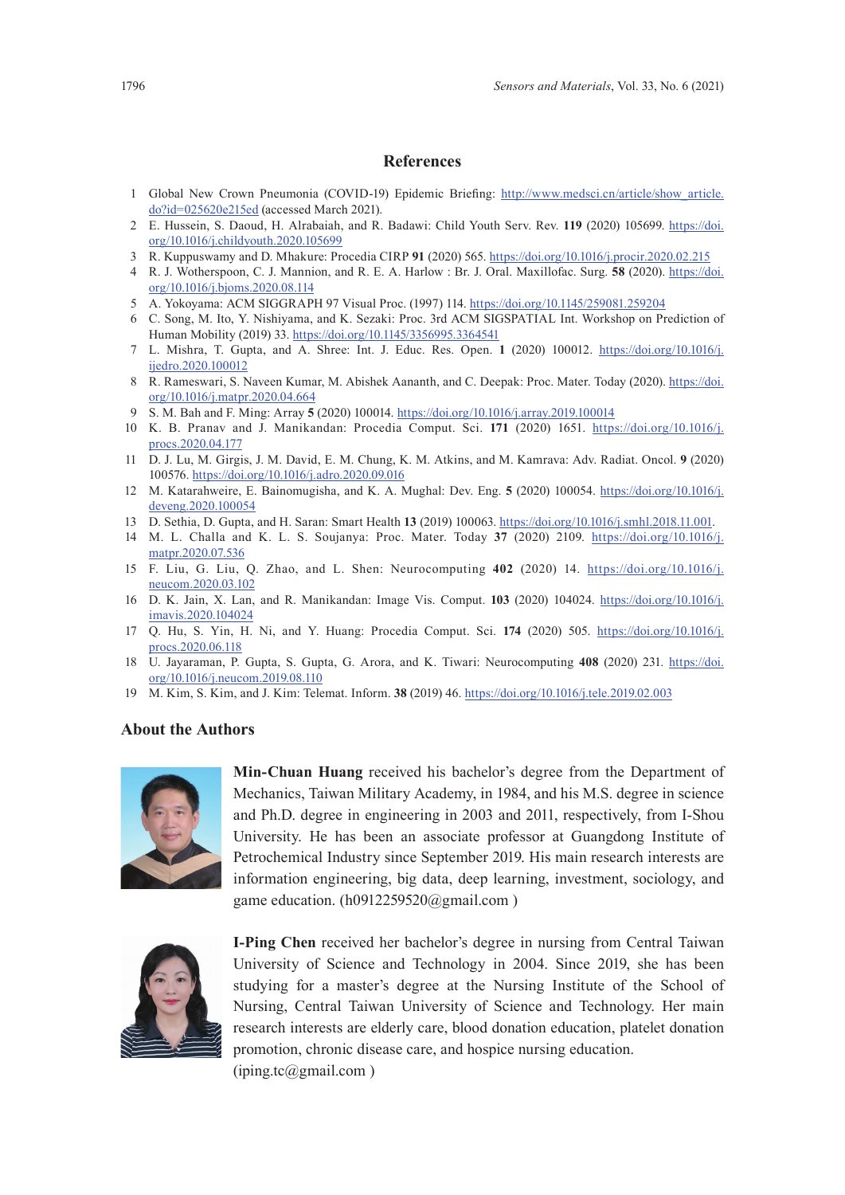## References

1. Global New Crown Pneumonia (COVID-19) Epidemic Briefing: http://www.medsci.cn/article/show_article.do?id=025620e215ed (accessed March 2021).
2. E. Hussein, S. Daoud, H. Alrabaiah, and R. Badawi: Child Youth Serv. Rev. **119** (2020) 105699. https://doi.org/10.1016/j.childyouth.2020.105699
3. R. Kuppuswamy and D. Mhakure: Procedia CIRP **91** (2020) 565. https://doi.org/10.1016/j.procir.2020.02.215
4. R. J. Wotherspoon, C. J. Mannion, and R. E. A. Harlow : Br. J. Oral. Maxillofac. Surg. **58** (2020). https://doi.org/10.1016/j.bjoms.2020.08.114
5. A. Yokoyama: ACM SIGGRAPH 97 Visual Proc. (1997) 114. https://doi.org/10.1145/259081.259204
6. C. Song, M. Ito, Y. Nishiyama, and K. Sezaki: Proc. 3rd ACM SIGSPATIAL Int. Workshop on Prediction of Human Mobility (2019) 33. https://doi.org/10.1145/3356995.3364541
7. L. Mishra, T. Gupta, and A. Shree: Int. J. Educ. Res. Open. **1** (2020) 100012. https://doi.org/10.1016/j.ijedro.2020.100012
8. R. Rameswari, S. Naveen Kumar, M. Abishek Aananth, and C. Deepak: Proc. Mater. Today (2020). https://doi.org/10.1016/j.matpr.2020.04.664
9. S. M. Bah and F. Ming: Array **5** (2020) 100014. https://doi.org/10.1016/j.array.2019.100014
10. K. B. Pranav and J. Manikandan: Procedia Comput. Sci. **171** (2020) 1651. https://doi.org/10.1016/j.procs.2020.04.177
11. D. J. Lu, M. Girgis, J. M. David, E. M. Chung, K. M. Atkins, and M. Kamrava: Adv. Radiat. Oncol. **9** (2020) 100576. https://doi.org/10.1016/j.adro.2020.09.016
12. M. Katarahweire, E. Bainomugisha, and K. A. Mughal: Dev. Eng. **5** (2020) 100054. https://doi.org/10.1016/j.deveng.2020.100054
13. D. Sethia, D. Gupta, and H. Saran: Smart Health **13** (2019) 100063. https://doi.org/10.1016/j.smhl.2018.11.001.
14. M. L. Challa and K. L. S. Soujanya: Proc. Mater. Today **37** (2020) 2109. https://doi.org/10.1016/j.matpr.2020.07.536
15. F. Liu, G. Liu, Q. Zhao, and L. Shen: Neurocomputing **402** (2020) 14. https://doi.org/10.1016/j.neucom.2020.03.102
16. D. K. Jain, X. Lan, and R. Manikandan: Image Vis. Comput. **103** (2020) 104024. https://doi.org/10.1016/j.imavis.2020.104024
17. Q. Hu, S. Yin, H. Ni, and Y. Huang: Procedia Comput. Sci. **174** (2020) 505. https://doi.org/10.1016/j.procs.2020.06.118
18. U. Jayaraman, P. Gupta, S. Gupta, G. Arora, and K. Tiwari: Neurocomputing **408** (2020) 231. https://doi.org/10.1016/j.neucom.2019.08.110
19. M. Kim, S. Kim, and J. Kim: Telemat. Inform. **38** (2019) 46. https://doi.org/10.1016/j.tele.2019.02.003

## About the Authors

**Min-Chuan Huang** received his bachelor's degree from the Department of Mechanics, Taiwan Military Academy, in 1984, and his M.S. degree in science and Ph.D. degree in engineering in 2003 and 2011, respectively, from I-Shou University. He has been an associate professor at Guangdong Institute of Petrochemical Industry since September 2019. His main research interests are information engineering, big data, deep learning, investment, sociology, and game education. (h0912259520@gmail.com )

**I-Ping Chen** received her bachelor's degree in nursing from Central Taiwan University of Science and Technology in 2004. Since 2019, she has been studying for a master's degree at the Nursing Institute of the School of Nursing, Central Taiwan University of Science and Technology. Her main research interests are elderly care, blood donation education, platelet donation promotion, chronic disease care, and hospice nursing education. (iping.tc@gmail.com )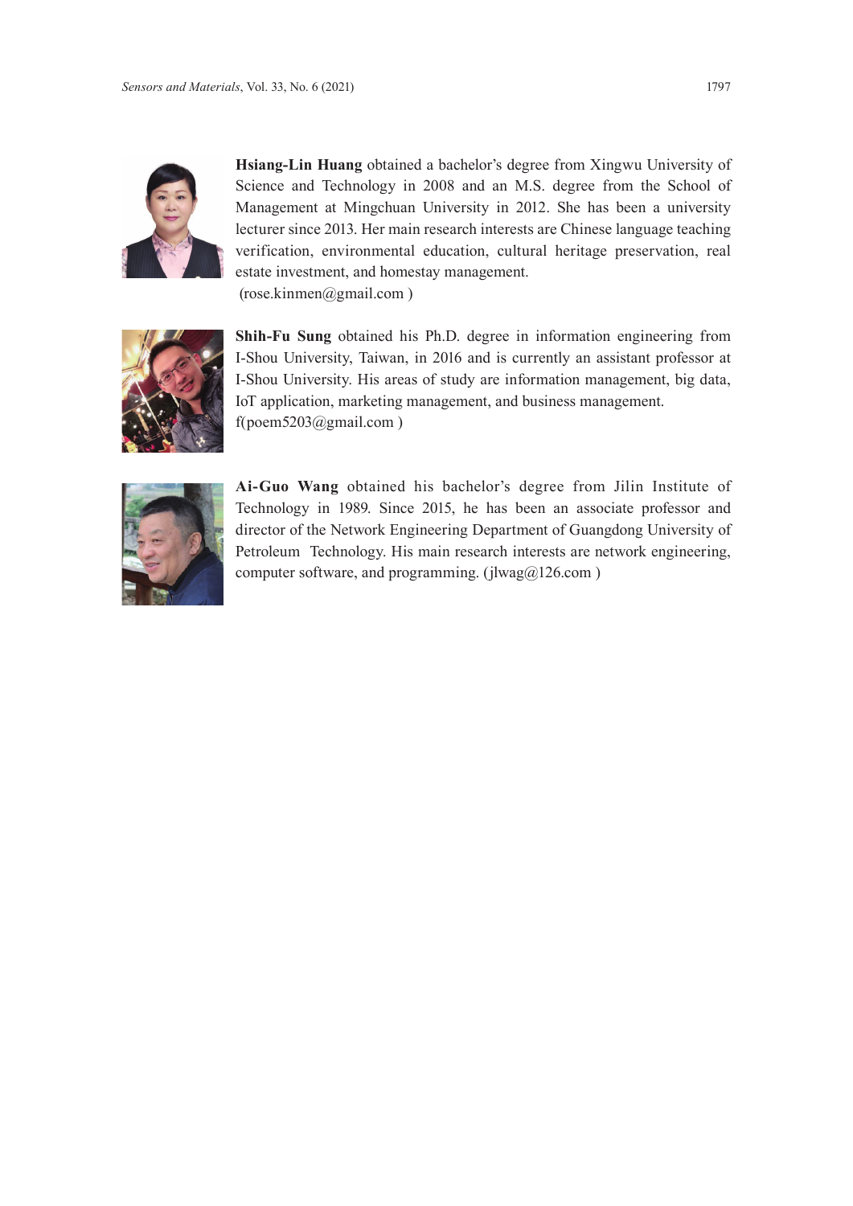**Hsiang-Lin Huang** obtained a bachelor's degree from Xingwu University of Science and Technology in 2008 and an M.S. degree from the School of Management at Mingchuan University in 2012. She has been a university lecturer since 2013. Her main research interests are Chinese language teaching verification, environmental education, cultural heritage preservation, real estate investment, and homestay management.
(rose.kinmen@gmail.com )

**Shih-Fu Sung** obtained his Ph.D. degree in information engineering from I-Shou University, Taiwan, in 2016 and is currently an assistant professor at I-Shou University. His areas of study are information management, big data, IoT application, marketing management, and business management.
f(poem5203@gmail.com )

**Ai-Guo Wang** obtained his bachelor's degree from Jilin Institute of Technology in 1989. Since 2015, he has been an associate professor and director of the Network Engineering Department of Guangdong University of Petroleum Technology. His main research interests are network engineering, computer software, and programming. (jlwag@126.com )